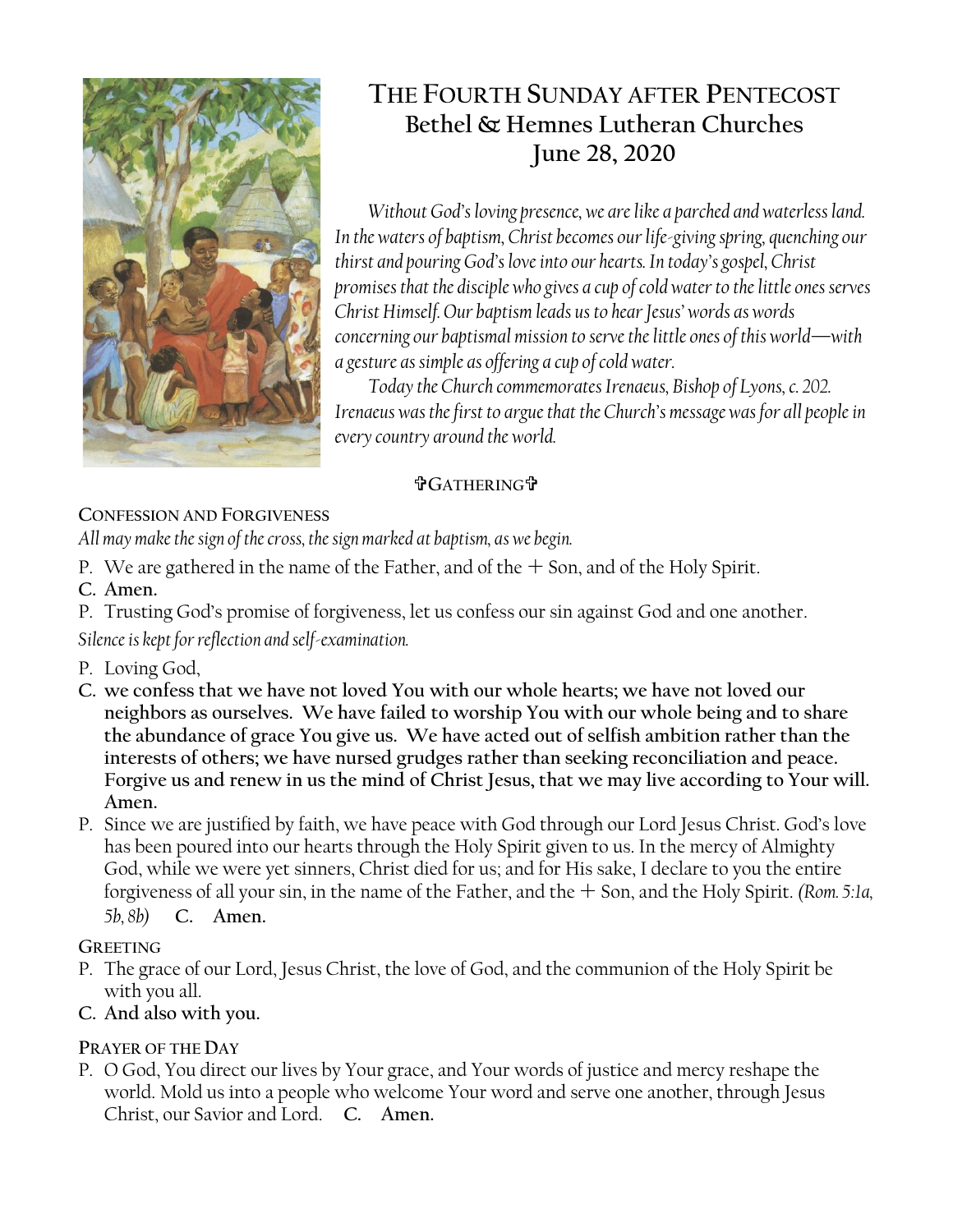# THE FOURTH SUNDAY AFTER PENTECOST
## Bethel & Hemnes Lutheran Churches
## June 28, 2020

*Without God's loving presence, we are like a parched and waterless land. In the waters of baptism, Christ becomes our life-giving spring, quenching our thirst and pouring God's love into our hearts. In today's gospel, Christ promises that the disciple who gives a cup of cold water to the little ones serves Christ Himself. Our baptism leads us to hear Jesus' words as words concerning our baptismal mission to serve the little ones of this world—with a gesture as simple as offering a cup of cold water.*

*Today the Church commemorates Irenaeus, Bishop of Lyons, c. 202. Irenaeus was the first to argue that the Church's message was for all people in every country around the world.*

### ✞GATHERING✞

**CONFESSION AND FORGIVENESS**

*All may make the sign of the cross, the sign marked at baptism, as we begin.*

P. We are gathered in the name of the Father, and of the + Son, and of the Holy Spirit.

**C. Amen.**

P. Trusting God's promise of forgiveness, let us confess our sin against God and one another.

*Silence is kept for reflection and self-examination.*

P. Loving God,

**C. we confess that we have not loved You with our whole hearts; we have not loved our neighbors as ourselves. We have failed to worship You with our whole being and to share the abundance of grace You give us. We have acted out of selfish ambition rather than the interests of others; we have nursed grudges rather than seeking reconciliation and peace. Forgive us and renew in us the mind of Christ Jesus, that we may live according to Your will. Amen.**

P. Since we are justified by faith, we have peace with God through our Lord Jesus Christ. God's love has been poured into our hearts through the Holy Spirit given to us. In the mercy of Almighty God, while we were yet sinners, Christ died for us; and for His sake, I declare to you the entire forgiveness of all your sin, in the name of the Father, and the + Son, and the Holy Spirit. *(Rom. 5:1a, 5b, 8b)* **C. Amen.**

**GREETING**

P. The grace of our Lord, Jesus Christ, the love of God, and the communion of the Holy Spirit be with you all.

**C. And also with you.**

**PRAYER OF THE DAY**

P. O God, You direct our lives by Your grace, and Your words of justice and mercy reshape the world. Mold us into a people who welcome Your word and serve one another, through Jesus Christ, our Savior and Lord. **C. Amen.**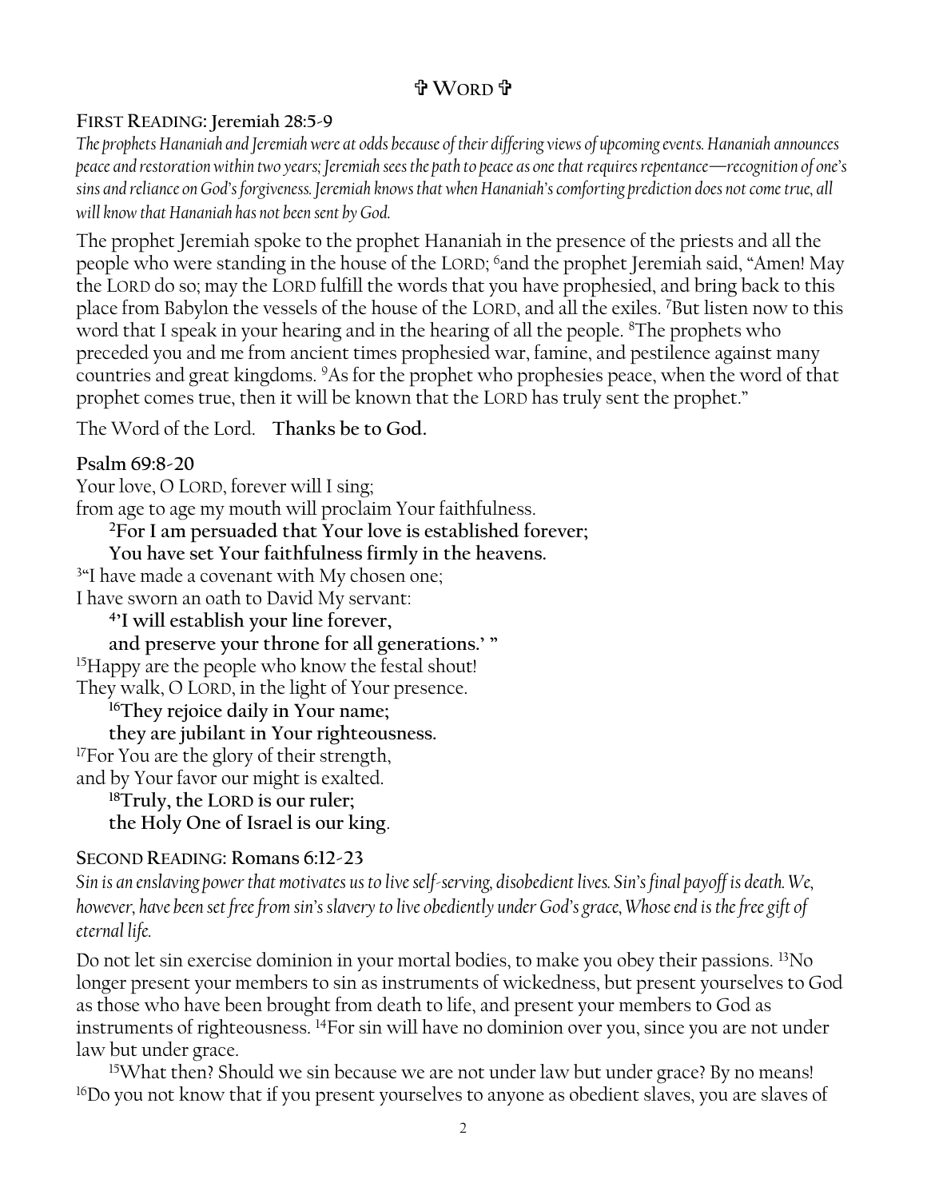## ✞ WORD ✞

### FIRST READING: Jeremiah 28:5-9

*The prophets Hananiah and Jeremiah were at odds because of their differing views of upcoming events. Hananiah announces peace and restoration within two years; Jeremiah sees the path to peace as one that requires repentance—recognition of one's sins and reliance on God's forgiveness. Jeremiah knows that when Hananiah's comforting prediction does not come true, all will know that Hananiah has not been sent by God.*

The prophet Jeremiah spoke to the prophet Hananiah in the presence of the priests and all the people who were standing in the house of the LORD; [6]and the prophet Jeremiah said, "Amen! May the LORD do so; may the LORD fulfill the words that you have prophesied, and bring back to this place from Babylon the vessels of the house of the LORD, and all the exiles. [7]But listen now to this word that I speak in your hearing and in the hearing of all the people. [8]The prophets who preceded you and me from ancient times prophesied war, famine, and pestilence against many countries and great kingdoms. [9]As for the prophet who prophesies peace, when the word of that prophet comes true, then it will be known that the LORD has truly sent the prophet."

The Word of the Lord. **Thanks be to God.**

### Psalm 69:8-20

Your love, O LORD, forever will I sing;
from age to age my mouth will proclaim Your faithfulness.

**[2]For I am persuaded that Your love is established forever;**
**You have set Your faithfulness firmly in the heavens.**

[3]"I have made a covenant with My chosen one;
I have sworn an oath to David My servant:

**[4]'I will establish your line forever,**
**and preserve your throne for all generations.' "**

[15]Happy are the people who know the festal shout!
They walk, O LORD, in the light of Your presence.

**[16]They rejoice daily in Your name;**
**they are jubilant in Your righteousness.**

[17]For You are the glory of their strength,
and by Your favor our might is exalted.

**[18]Truly, the LORD is our ruler;**
**the Holy One of Israel is our king.**

### SECOND READING: Romans 6:12-23

*Sin is an enslaving power that motivates us to live self-serving, disobedient lives. Sin's final payoff is death. We, however, have been set free from sin's slavery to live obediently under God's grace, Whose end is the free gift of eternal life.*

Do not let sin exercise dominion in your mortal bodies, to make you obey their passions. [13]No longer present your members to sin as instruments of wickedness, but present yourselves to God as those who have been brought from death to life, and present your members to God as instruments of righteousness. [14]For sin will have no dominion over you, since you are not under law but under grace.

[15]What then? Should we sin because we are not under law but under grace? By no means! [16]Do you not know that if you present yourselves to anyone as obedient slaves, you are slaves of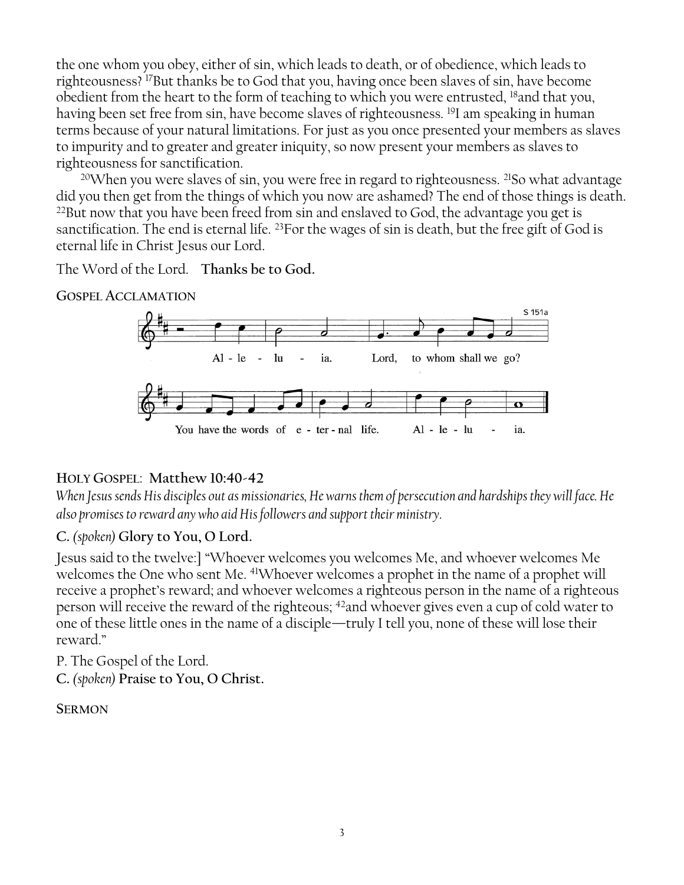the one whom you obey, either of sin, which leads to death, or of obedience, which leads to righteousness? [17]But thanks be to God that you, having once been slaves of sin, have become obedient from the heart to the form of teaching to which you were entrusted, [18]and that you, having been set free from sin, have become slaves of righteousness. [19]I am speaking in human terms because of your natural limitations. For just as you once presented your members as slaves to impurity and to greater and greater iniquity, so now present your members as slaves to righteousness for sanctification.

[20]When you were slaves of sin, you were free in regard to righteousness. [21]So what advantage did you then get from the things of which you now are ashamed? The end of those things is death. [22]But now that you have been freed from sin and enslaved to God, the advantage you get is sanctification. The end is eternal life. [23]For the wages of sin is death, but the free gift of God is eternal life in Christ Jesus our Lord.

The Word of the Lord. **Thanks be to God.**

**GOSPEL ACCLAMATION**

S 151a

Al - le - lu - ia. Lord, to whom shall we go?

You have the words of e - ter - nal life. Al - le - lu - ia.

**HOLY GOSPEL: Matthew 10:40-42**

*When Jesus sends His disciples out as missionaries, He warns them of persecution and hardships they will face. He also promises to reward any who aid His followers and support their ministry.*

**C.** *(spoken)* **Glory to You, O Lord.**

Jesus said to the twelve:] "Whoever welcomes you welcomes Me, and whoever welcomes Me welcomes the One who sent Me. [41]Whoever welcomes a prophet in the name of a prophet will receive a prophet's reward; and whoever welcomes a righteous person in the name of a righteous person will receive the reward of the righteous; [42]and whoever gives even a cup of cold water to one of these little ones in the name of a disciple—truly I tell you, none of these will lose their reward."

P. The Gospel of the Lord.
**C.** *(spoken)* **Praise to You, O Christ.**

**SERMON**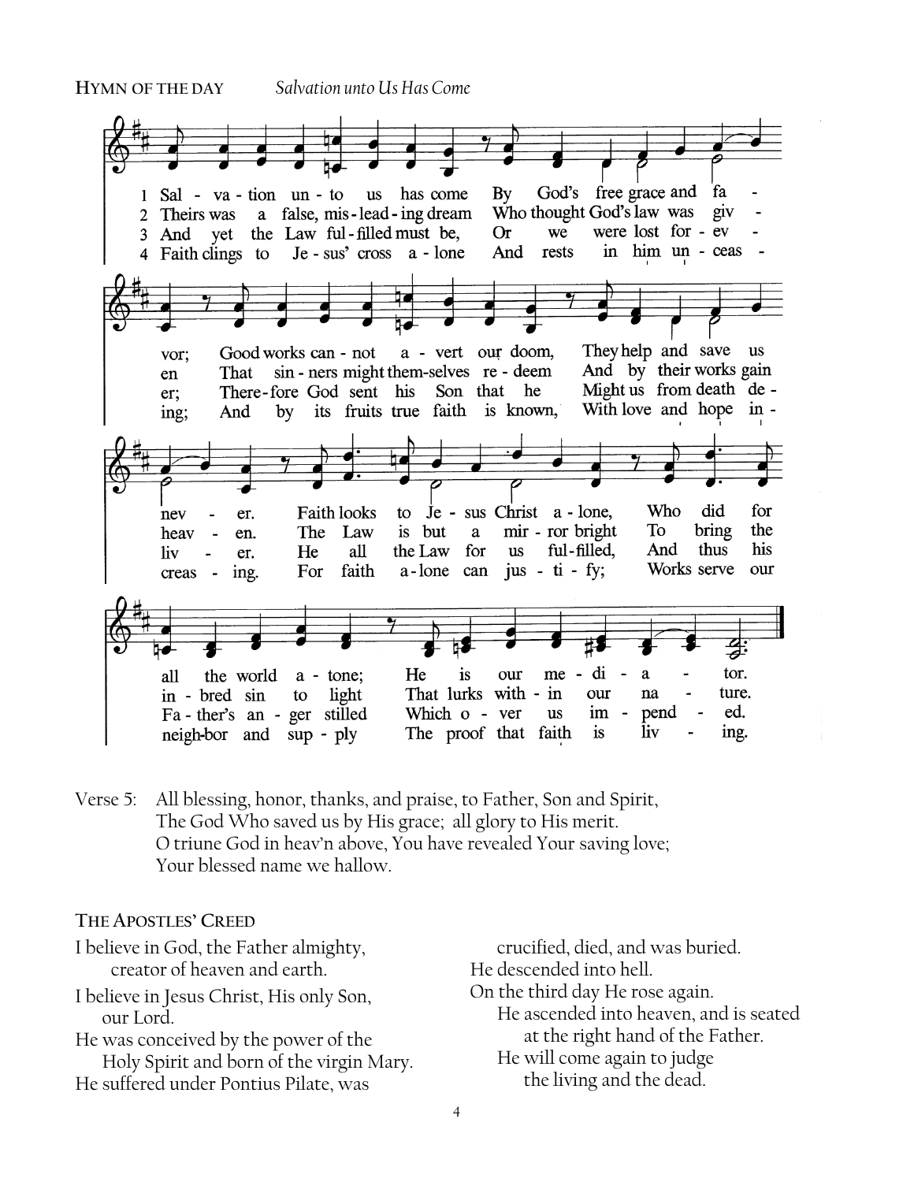**HYMN OF THE DAY** *Salvation unto Us Has Come*

1 Sal - va - tion un - to us has come By God's free grace and fa - vor; Good works can - not a - vert our doom, They help and save us nev - er. Faith looks to Je - sus Christ a - lone, Who did for all the world a - tone; He is our me - di - a - tor.

2 Theirs was a false, mis - lead - ing dream Who thought God's law was giv - en That sin - ners might them-selves re - deem And by their works gain heav - en. The Law is but a mir - ror bright To bring the in - bred sin to light That lurks with - in our na - ture.

3 And yet the Law ful - filled must be, Or we were lost for - ev - er; There - fore God sent his Son that he Might us from death de - liv - er. He all the Law for us ful - filled, And thus his Fa - ther's an - ger stilled Which o - ver us im - pend - ed.

4 Faith clings to Je - sus' cross a - lone And rests in him un - ceas - ing; And by its fruits true faith is known, With love and hope in - creas - ing. For faith a - lone can jus - ti - fy; Works serve our neigh-bor and sup - ply The proof that faith is liv - ing.

Verse 5: All blessing, honor, thanks, and praise, to Father, Son and Spirit,
The God Who saved us by His grace; all glory to His merit.
O triune God in heav'n above, You have revealed Your saving love;
Your blessed name we hallow.

**THE APOSTLES' CREED**

I believe in God, the Father almighty,
creator of heaven and earth.

I believe in Jesus Christ, His only Son,
our Lord.
He was conceived by the power of the
Holy Spirit and born of the virgin Mary.
He suffered under Pontius Pilate, was
crucified, died, and was buried.
He descended into hell.
On the third day He rose again.
He ascended into heaven, and is seated
at the right hand of the Father.
He will come again to judge
the living and the dead.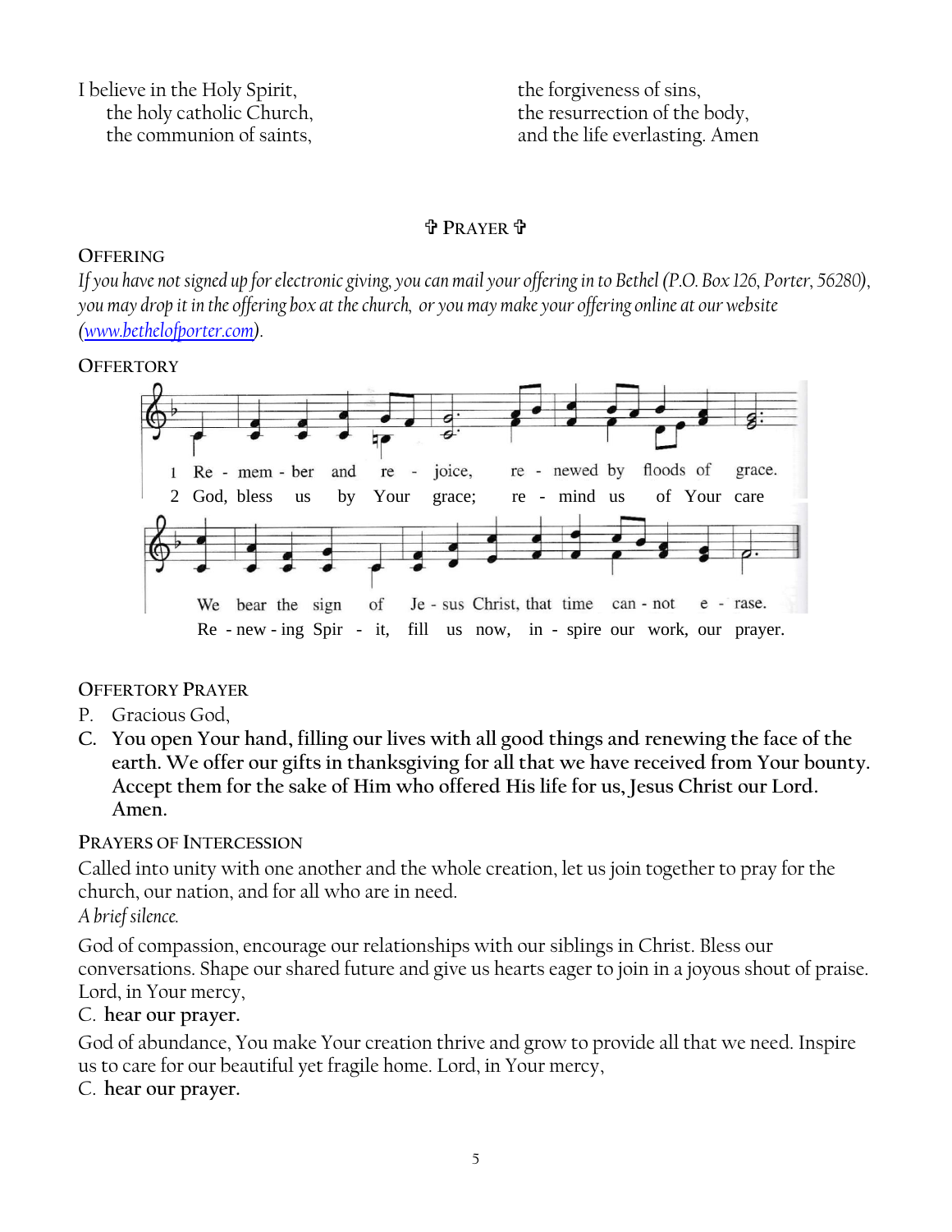I believe in the Holy Spirit,
the holy catholic Church,
the communion of saints,
the forgiveness of sins,
the resurrection of the body,
and the life everlasting. Amen

## ✞ PRAYER ✞

### OFFERING

*If you have not signed up for electronic giving, you can mail your offering in to Bethel (P.O. Box 126, Porter, 56280), you may drop it in the offering box at the church, or you may make your offering online at our website ([www.bethelofporter.com](http://www.bethelofporter.com)).*

### OFFERTORY

1 Re - mem - ber and re - joice, re - newed by floods of grace.
We bear the sign of Je - sus Christ, that time can - not e - rase.

2 God, bless us by Your grace; re - mind us of Your care
Re - new - ing Spir - it, fill us now, in - spire our work, our prayer.

### OFFERTORY PRAYER

P. Gracious God,

**C. You open Your hand, filling our lives with all good things and renewing the face of the earth. We offer our gifts in thanksgiving for all that we have received from Your bounty. Accept them for the sake of Him who offered His life for us, Jesus Christ our Lord. Amen.**

### PRAYERS OF INTERCESSION

Called into unity with one another and the whole creation, let us join together to pray for the church, our nation, and for all who are in need.

*A brief silence.*

God of compassion, encourage our relationships with our siblings in Christ. Bless our conversations. Shape our shared future and give us hearts eager to join in a joyous shout of praise. Lord, in Your mercy,

C. **hear our prayer.**

God of abundance, You make Your creation thrive and grow to provide all that we need. Inspire us to care for our beautiful yet fragile home. Lord, in Your mercy,

C. **hear our prayer.**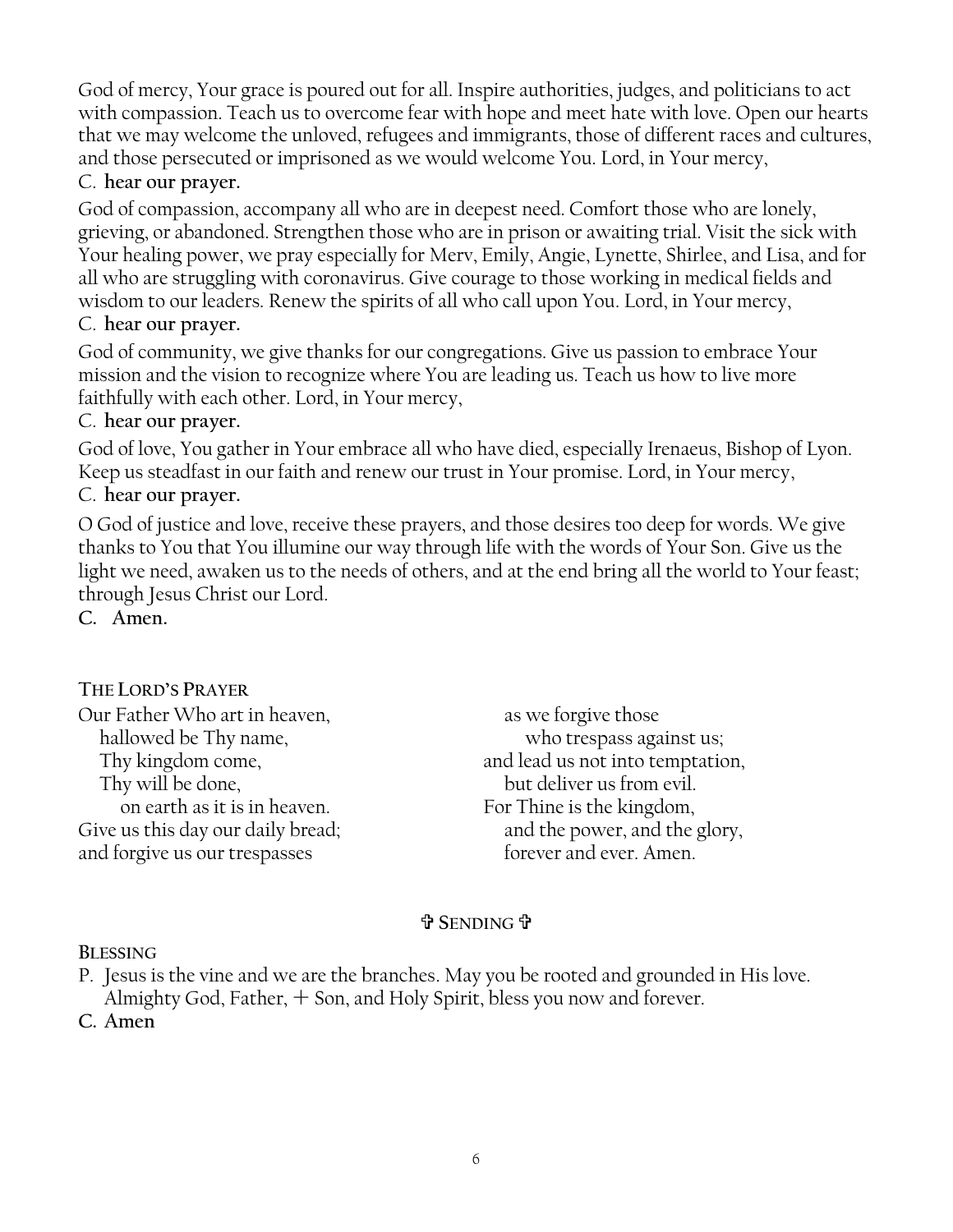God of mercy, Your grace is poured out for all. Inspire authorities, judges, and politicians to act with compassion. Teach us to overcome fear with hope and meet hate with love. Open our hearts that we may welcome the unloved, refugees and immigrants, those of different races and cultures, and those persecuted or imprisoned as we would welcome You. Lord, in Your mercy,

C. **hear our prayer.**

God of compassion, accompany all who are in deepest need. Comfort those who are lonely, grieving, or abandoned. Strengthen those who are in prison or awaiting trial. Visit the sick with Your healing power, we pray especially for Merv, Emily, Angie, Lynette, Shirlee, and Lisa, and for all who are struggling with coronavirus. Give courage to those working in medical fields and wisdom to our leaders. Renew the spirits of all who call upon You. Lord, in Your mercy,

C. **hear our prayer.**

God of community, we give thanks for our congregations. Give us passion to embrace Your mission and the vision to recognize where You are leading us. Teach us how to live more faithfully with each other. Lord, in Your mercy,

C. **hear our prayer.**

God of love, You gather in Your embrace all who have died, especially Irenaeus, Bishop of Lyon. Keep us steadfast in our faith and renew our trust in Your promise. Lord, in Your mercy,

C. **hear our prayer.**

O God of justice and love, receive these prayers, and those desires too deep for words. We give thanks to You that You illumine our way through life with the words of Your Son. Give us the light we need, awaken us to the needs of others, and at the end bring all the world to Your feast; through Jesus Christ our Lord.

**C. Amen.**

**THE LORD'S PRAYER**

Our Father Who art in heaven,
hallowed be Thy name,
Thy kingdom come,
Thy will be done,
on earth as it is in heaven.
Give us this day our daily bread;
and forgive us our trespasses
as we forgive those
who trespass against us;
and lead us not into temptation,
but deliver us from evil.
For Thine is the kingdom,
and the power, and the glory,
forever and ever. Amen.

## ✞ SENDING ✞

**BLESSING**

P. Jesus is the vine and we are the branches. May you be rooted and grounded in His love. Almighty God, Father, + Son, and Holy Spirit, bless you now and forever.

**C. Amen**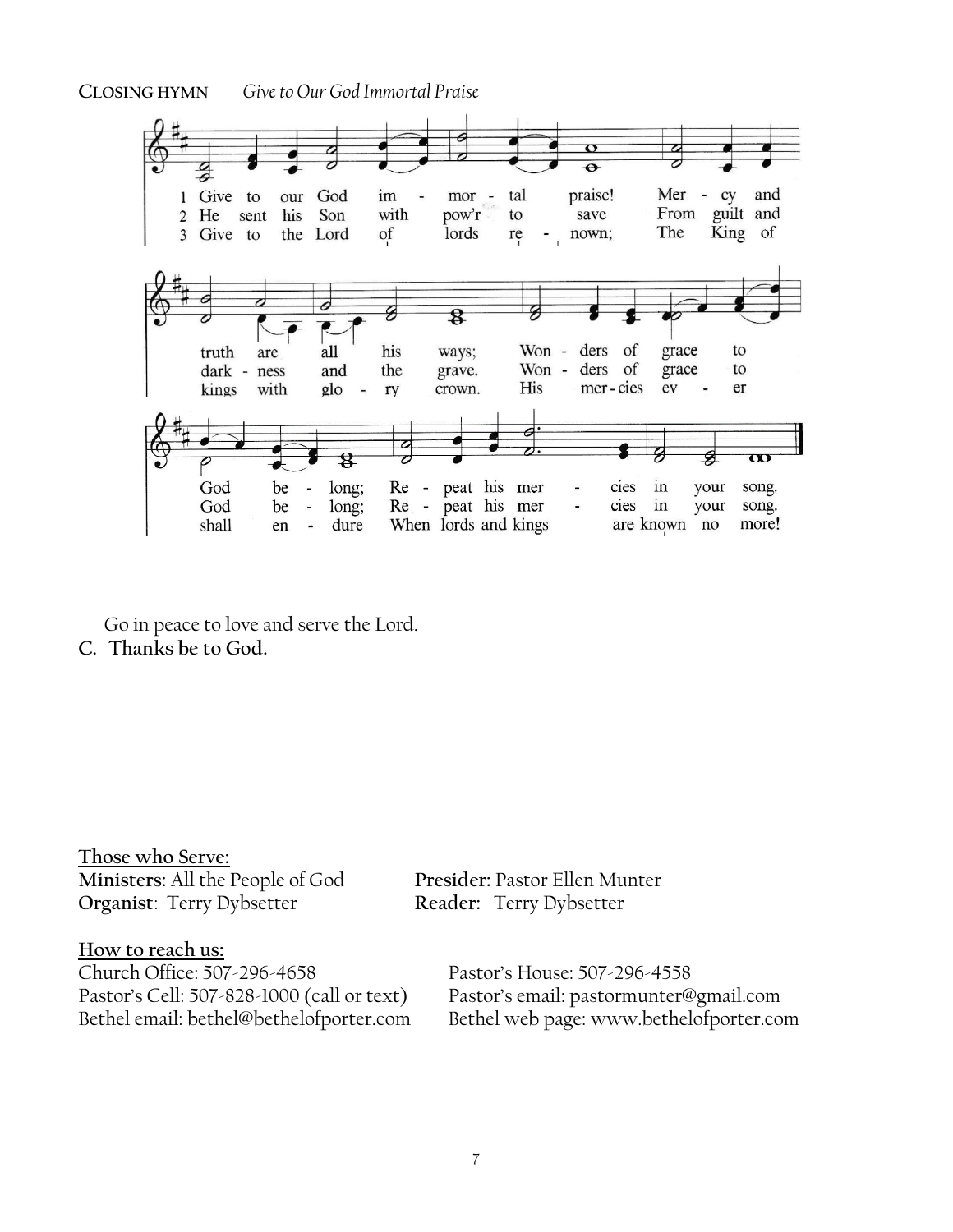**CLOSING HYMN** *Give to Our God Immortal Praise*

1 Give to our God immortal praise! Mercy and truth are all his ways; Wonders of grace to God belong; Repeat his mercies in your song.

2 He sent his Son with pow'r to save From guilt and darkness and the grave. Wonders of grace to God belong; Repeat his mercies in your song.

3 Give to the Lord of lords renown; The King of kings with glory crown. His mercies ever shall endure When lords and kings are known no more!

Go in peace to love and serve the Lord.

**C. Thanks be to God.**

**Those who Serve:**

**Ministers:** All the People of God

**Presider:** Pastor Ellen Munter

**Organist**: Terry Dybsetter

**Reader:** Terry Dybsetter

**How to reach us:**

Church Office: 507-296-4658

Pastor's House: 507-296-4558

Pastor's Cell: 507-828-1000 (call or text)

Pastor's email: pastormunter@gmail.com

Bethel email: bethel@bethelofporter.com

Bethel web page: www.bethelofporter.com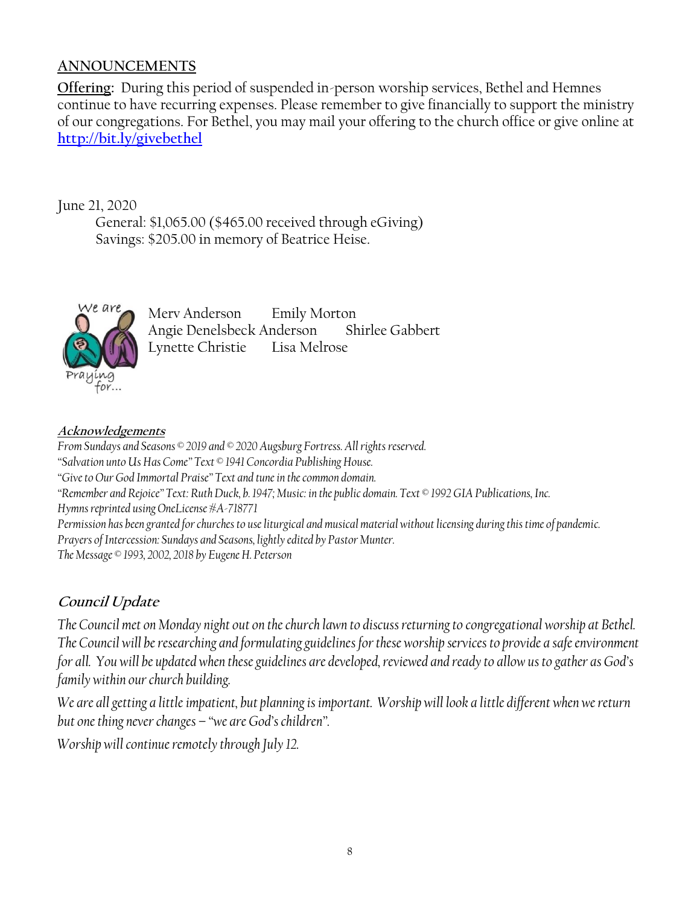## ANNOUNCEMENTS

**Offering:** During this period of suspended in-person worship services, Bethel and Hemnes continue to have recurring expenses. Please remember to give financially to support the ministry of our congregations. For Bethel, you may mail your offering to the church office or give online at [http://bit.ly/givebethel](http://bit.ly/givebethel)

June 21, 2020

General: $1,065.00 ($465.00 received through eGiving)

Savings: $205.00 in memory of Beatrice Heise.

We are Praying for...

Merv Anderson      Emily Morton
Angie Denelsbeck Anderson      Shirlee Gabbert
Lynette Christie      Lisa Melrose

***Acknowledgements***

*From Sundays and Seasons © 2019 and © 2020 Augsburg Fortress. All rights reserved.*
*"Salvation unto Us Has Come" Text © 1941 Concordia Publishing House.*
*"Give to Our God Immortal Praise" Text and tune in the common domain.*
*"Remember and Rejoice" Text: Ruth Duck, b. 1947; Music: in the public domain. Text © 1992 GIA Publications, Inc.*
*Hymns reprinted using OneLicense #A-718771*
*Permission has been granted for churches to use liturgical and musical material without licensing during this time of pandemic.*
*Prayers of Intercession: Sundays and Seasons, lightly edited by Pastor Munter.*
*The Message © 1993, 2002, 2018 by Eugene H. Peterson*

### *Council Update*

*The Council met on Monday night out on the church lawn to discuss returning to congregational worship at Bethel. The Council will be researching and formulating guidelines for these worship services to provide a safe environment for all. You will be updated when these guidelines are developed, reviewed and ready to allow us to gather as God's family within our church building.*

*We are all getting a little impatient, but planning is important. Worship will look a little different when we return but one thing never changes – "we are God's children".*

*Worship will continue remotely through July 12.*